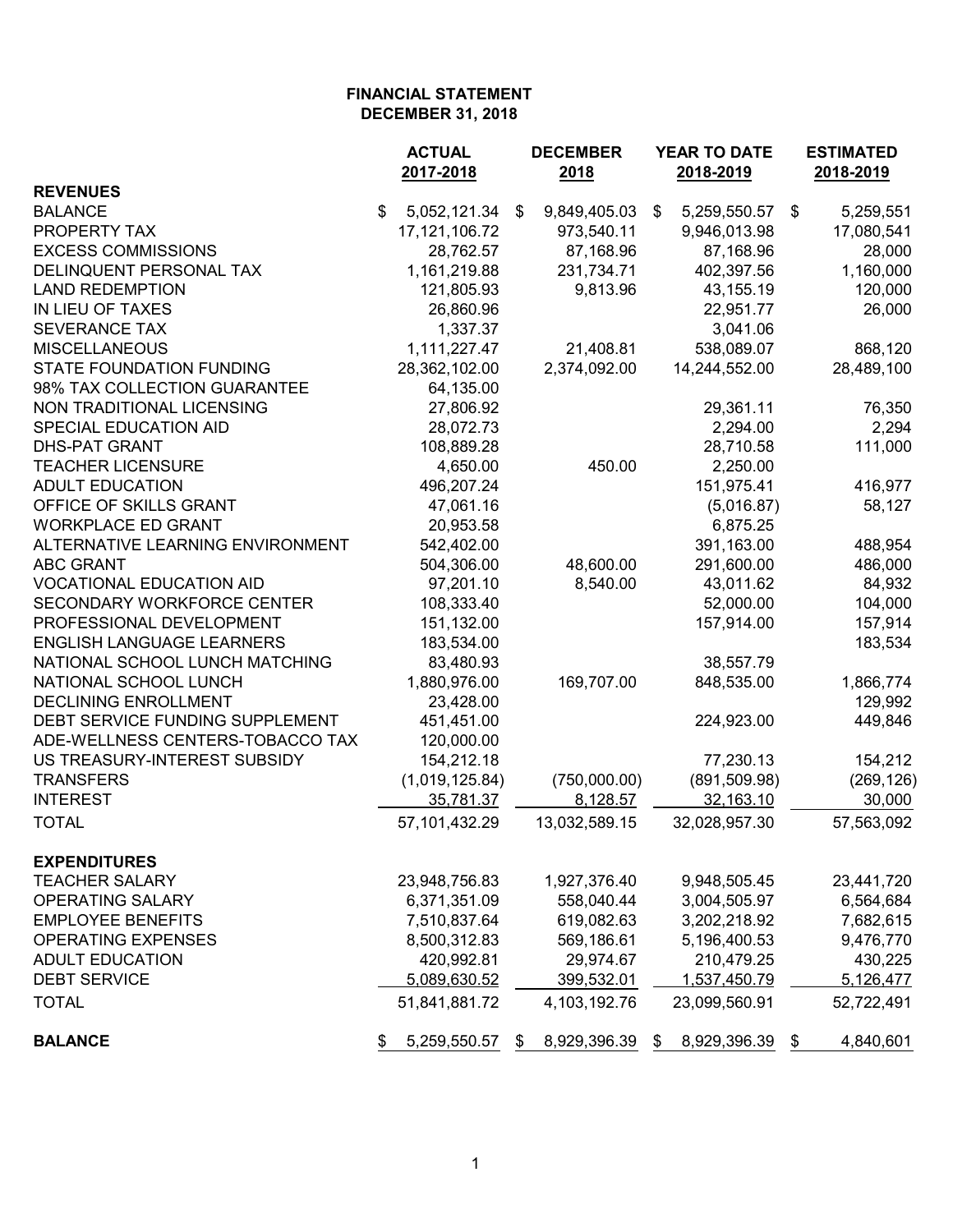# FINANCIAL STATEMENT
## DECEMBER 31, 2018

| | ACTUAL 2017-2018 | DECEMBER 2018 | YEAR TO DATE 2018-2019 | ESTIMATED 2018-2019 |
|---|---|---|---|---|
| **REVENUES** | | | | |
| BALANCE | $ 5,052,121.34 | $ 9,849,405.03 | $ 5,259,550.57 | $ 5,259,551 |
| PROPERTY TAX | 17,121,106.72 | 973,540.11 | 9,946,013.98 | 17,080,541 |
| EXCESS COMMISSIONS | 28,762.57 | 87,168.96 | 87,168.96 | 28,000 |
| DELINQUENT PERSONAL TAX | 1,161,219.88 | 231,734.71 | 402,397.56 | 1,160,000 |
| LAND REDEMPTION | 121,805.93 | 9,813.96 | 43,155.19 | 120,000 |
| IN LIEU OF TAXES | 26,860.96 | | 22,951.77 | 26,000 |
| SEVERANCE TAX | 1,337.37 | | 3,041.06 | |
| MISCELLANEOUS | 1,111,227.47 | 21,408.81 | 538,089.07 | 868,120 |
| STATE FOUNDATION FUNDING | 28,362,102.00 | 2,374,092.00 | 14,244,552.00 | 28,489,100 |
| 98% TAX COLLECTION GUARANTEE | 64,135.00 | | | |
| NON TRADITIONAL LICENSING | 27,806.92 | | 29,361.11 | 76,350 |
| SPECIAL EDUCATION AID | 28,072.73 | | 2,294.00 | 2,294 |
| DHS-PAT GRANT | 108,889.28 | | 28,710.58 | 111,000 |
| TEACHER LICENSURE | 4,650.00 | 450.00 | 2,250.00 | |
| ADULT EDUCATION | 496,207.24 | | 151,975.41 | 416,977 |
| OFFICE OF SKILLS GRANT | 47,061.16 | | (5,016.87) | 58,127 |
| WORKPLACE ED GRANT | 20,953.58 | | 6,875.25 | |
| ALTERNATIVE LEARNING ENVIRONMENT | 542,402.00 | | 391,163.00 | 488,954 |
| ABC GRANT | 504,306.00 | 48,600.00 | 291,600.00 | 486,000 |
| VOCATIONAL EDUCATION AID | 97,201.10 | 8,540.00 | 43,011.62 | 84,932 |
| SECONDARY WORKFORCE CENTER | 108,333.40 | | 52,000.00 | 104,000 |
| PROFESSIONAL DEVELOPMENT | 151,132.00 | | 157,914.00 | 157,914 |
| ENGLISH LANGUAGE LEARNERS | 183,534.00 | | | 183,534 |
| NATIONAL SCHOOL LUNCH MATCHING | 83,480.93 | | 38,557.79 | |
| NATIONAL SCHOOL LUNCH | 1,880,976.00 | 169,707.00 | 848,535.00 | 1,866,774 |
| DECLINING ENROLLMENT | 23,428.00 | | | 129,992 |
| DEBT SERVICE FUNDING SUPPLEMENT | 451,451.00 | | 224,923.00 | 449,846 |
| ADE-WELLNESS CENTERS-TOBACCO TAX | 120,000.00 | | | |
| US TREASURY-INTEREST SUBSIDY | 154,212.18 | | 77,230.13 | 154,212 |
| TRANSFERS | (1,019,125.84) | (750,000.00) | (891,509.98) | (269,126) |
| INTEREST | 35,781.37 | 8,128.57 | 32,163.10 | 30,000 |
| TOTAL | 57,101,432.29 | 13,032,589.15 | 32,028,957.30 | 57,563,092 |
| **EXPENDITURES** | | | | |
| TEACHER SALARY | 23,948,756.83 | 1,927,376.40 | 9,948,505.45 | 23,441,720 |
| OPERATING SALARY | 6,371,351.09 | 558,040.44 | 3,004,505.97 | 6,564,684 |
| EMPLOYEE BENEFITS | 7,510,837.64 | 619,082.63 | 3,202,218.92 | 7,682,615 |
| OPERATING EXPENSES | 8,500,312.83 | 569,186.61 | 5,196,400.53 | 9,476,770 |
| ADULT EDUCATION | 420,992.81 | 29,974.67 | 210,479.25 | 430,225 |
| DEBT SERVICE | 5,089,630.52 | 399,532.01 | 1,537,450.79 | 5,126,477 |
| TOTAL | 51,841,881.72 | 4,103,192.76 | 23,099,560.91 | 52,722,491 |
| **BALANCE** | $ 5,259,550.57 | $ 8,929,396.39 | $ 8,929,396.39 | $ 4,840,601 |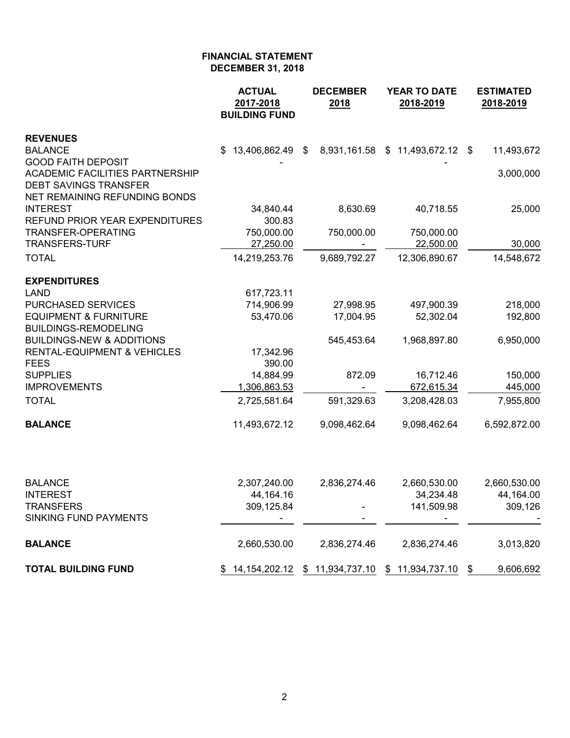**FINANCIAL STATEMENT**
**DECEMBER 31, 2018**

| | ACTUAL 2017-2018 BUILDING FUND | DECEMBER 2018 | YEAR TO DATE 2018-2019 | ESTIMATED 2018-2019 |
|---|---|---|---|---|
| **REVENUES** | | | | |
| BALANCE | $ 13,406,862.49 | $ 8,931,161.58 | $ 11,493,672.12 | $ 11,493,672 |
| GOOD FAITH DEPOSIT | - | | - | |
| ACADEMIC FACILITIES PARTNERSHIP | | | | 3,000,000 |
| DEBT SAVINGS TRANSFER | | | | |
| NET REMAINING REFUNDING BONDS | | | | |
| INTEREST | 34,840.44 | 8,630.69 | 40,718.55 | 25,000 |
| REFUND PRIOR YEAR EXPENDITURES | 300.83 | | | |
| TRANSFER-OPERATING | 750,000.00 | 750,000.00 | 750,000.00 | |
| TRANSFERS-TURF | 27,250.00 | - | 22,500.00 | 30,000 |
| TOTAL | 14,219,253.76 | 9,689,792.27 | 12,306,890.67 | 14,548,672 |
| **EXPENDITURES** | | | | |
| LAND | 617,723.11 | | | |
| PURCHASED SERVICES | 714,906.99 | 27,998.95 | 497,900.39 | 218,000 |
| EQUIPMENT & FURNITURE | 53,470.06 | 17,004.95 | 52,302.04 | 192,800 |
| BUILDINGS-REMODELING | | | | |
| BUILDINGS-NEW & ADDITIONS | | 545,453.64 | 1,968,897.80 | 6,950,000 |
| RENTAL-EQUIPMENT & VEHICLES | 17,342.96 | | | |
| FEES | 390.00 | | | |
| SUPPLIES | 14,884.99 | 872.09 | 16,712.46 | 150,000 |
| IMPROVEMENTS | 1,306,863.53 | - | 672,615.34 | 445,000 |
| TOTAL | 2,725,581.64 | 591,329.63 | 3,208,428.03 | 7,955,800 |
| **BALANCE** | 11,493,672.12 | 9,098,462.64 | 9,098,462.64 | 6,592,872.00 |
| | | | | |
| BALANCE | 2,307,240.00 | 2,836,274.46 | 2,660,530.00 | 2,660,530.00 |
| INTEREST | 44,164.16 | | 34,234.48 | 44,164.00 |
| TRANSFERS | 309,125.84 | - | 141,509.98 | 309,126 |
| SINKING FUND PAYMENTS | - | - | - | - |
| **BALANCE** | 2,660,530.00 | 2,836,274.46 | 2,836,274.46 | 3,013,820 |
| **TOTAL BUILDING FUND** | $ 14,154,202.12 | $ 11,934,737.10 | $ 11,934,737.10 | $ 9,606,692 |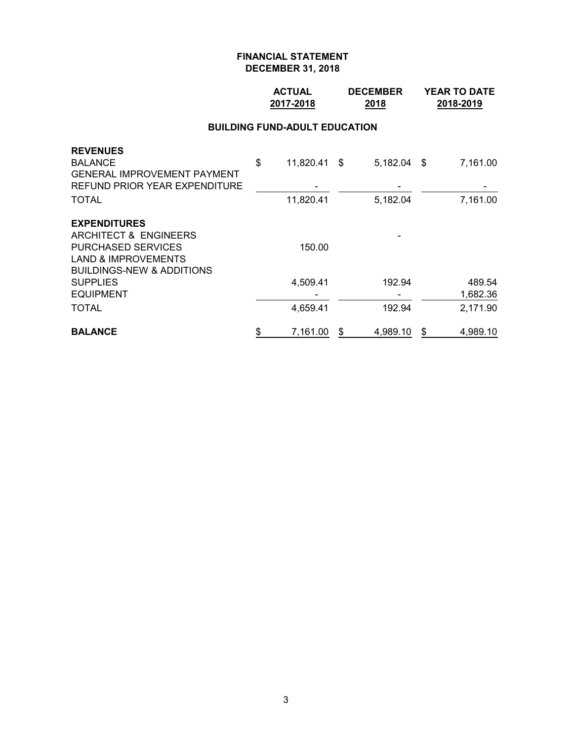# FINANCIAL STATEMENT
## DECEMBER 31, 2018

### BUILDING FUND-ADULT EDUCATION

| | ACTUAL 2017-2018 | DECEMBER 2018 | YEAR TO DATE 2018-2019 |
|---|---|---|---|
| **REVENUES** | | | |
| BALANCE | $ 11,820.41 | $ 5,182.04 | $ 7,161.00 |
| GENERAL IMPROVEMENT PAYMENT | | | |
| REFUND PRIOR YEAR EXPENDITURE | - | - | - |
| TOTAL | 11,820.41 | 5,182.04 | 7,161.00 |
| **EXPENDITURES** | | | |
| ARCHITECT & ENGINEERS | | - | |
| PURCHASED SERVICES | 150.00 | | |
| LAND & IMPROVEMENTS | | | |
| BUILDINGS-NEW & ADDITIONS | | | |
| SUPPLIES | 4,509.41 | 192.94 | 489.54 |
| EQUIPMENT | - | - | 1,682.36 |
| TOTAL | 4,659.41 | 192.94 | 2,171.90 |
| **BALANCE** | $ 7,161.00 | $ 4,989.10 | $ 4,989.10 |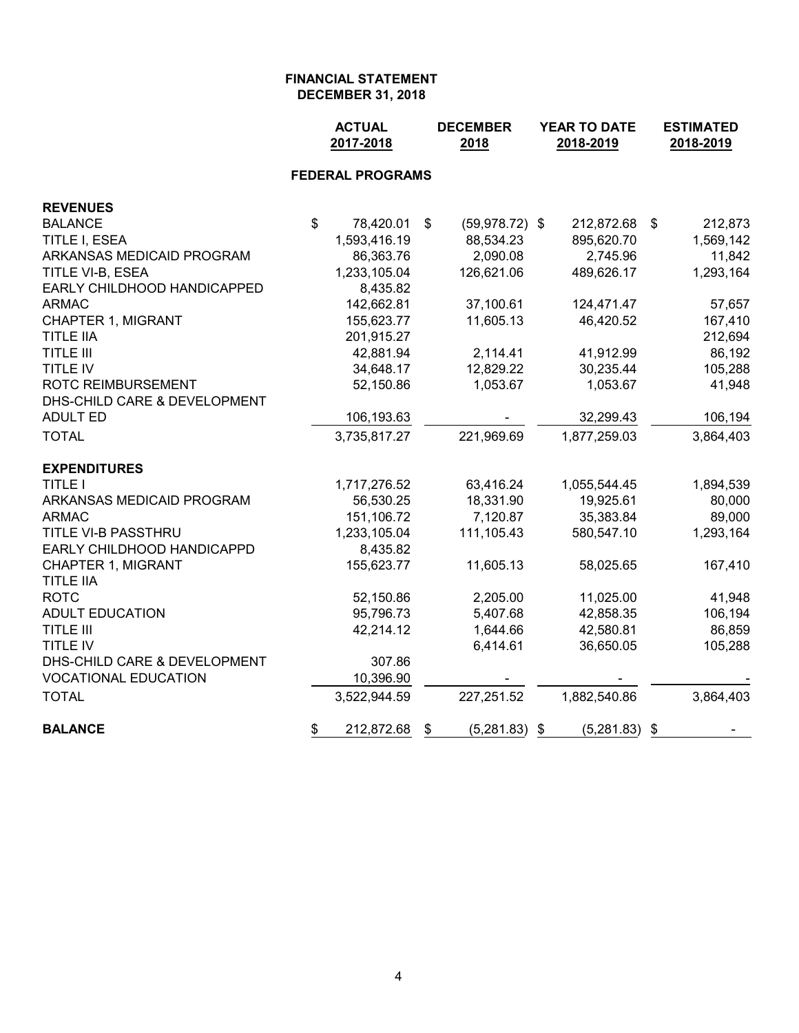# FINANCIAL STATEMENT
## DECEMBER 31, 2018

| | ACTUAL 2017-2018 | DECEMBER 2018 | YEAR TO DATE 2018-2019 | ESTIMATED 2018-2019 |
|---|---|---|---|---|
| **FEDERAL PROGRAMS** | | | | |
| **REVENUES** | | | | |
| BALANCE | $ 78,420.01 | $ (59,978.72) | $ 212,872.68 | $ 212,873 |
| TITLE I, ESEA | 1,593,416.19 | 88,534.23 | 895,620.70 | 1,569,142 |
| ARKANSAS MEDICAID PROGRAM | 86,363.76 | 2,090.08 | 2,745.96 | 11,842 |
| TITLE VI-B, ESEA | 1,233,105.04 | 126,621.06 | 489,626.17 | 1,293,164 |
| EARLY CHILDHOOD HANDICAPPED | 8,435.82 | | | |
| ARMAC | 142,662.81 | 37,100.61 | 124,471.47 | 57,657 |
| CHAPTER 1, MIGRANT | 155,623.77 | 11,605.13 | 46,420.52 | 167,410 |
| TITLE IIA | 201,915.27 | | | 212,694 |
| TITLE III | 42,881.94 | 2,114.41 | 41,912.99 | 86,192 |
| TITLE IV | 34,648.17 | 12,829.22 | 30,235.44 | 105,288 |
| ROTC REIMBURSEMENT | 52,150.86 | 1,053.67 | 1,053.67 | 41,948 |
| DHS-CHILD CARE & DEVELOPMENT | | | | |
| ADULT ED | 106,193.63 | - | 32,299.43 | 106,194 |
| TOTAL | 3,735,817.27 | 221,969.69 | 1,877,259.03 | 3,864,403 |
| **EXPENDITURES** | | | | |
| TITLE I | 1,717,276.52 | 63,416.24 | 1,055,544.45 | 1,894,539 |
| ARKANSAS MEDICAID PROGRAM | 56,530.25 | 18,331.90 | 19,925.61 | 80,000 |
| ARMAC | 151,106.72 | 7,120.87 | 35,383.84 | 89,000 |
| TITLE VI-B PASSTHRU | 1,233,105.04 | 111,105.43 | 580,547.10 | 1,293,164 |
| EARLY CHILDHOOD HANDICAPPD | 8,435.82 | | | |
| CHAPTER 1, MIGRANT | 155,623.77 | 11,605.13 | 58,025.65 | 167,410 |
| TITLE IIA | | | | |
| ROTC | 52,150.86 | 2,205.00 | 11,025.00 | 41,948 |
| ADULT EDUCATION | 95,796.73 | 5,407.68 | 42,858.35 | 106,194 |
| TITLE III | 42,214.12 | 1,644.66 | 42,580.81 | 86,859 |
| TITLE IV | | 6,414.61 | 36,650.05 | 105,288 |
| DHS-CHILD CARE & DEVELOPMENT | 307.86 | | | |
| VOCATIONAL EDUCATION | 10,396.90 | - | - | - |
| TOTAL | 3,522,944.59 | 227,251.52 | 1,882,540.86 | 3,864,403 |
| **BALANCE** | $ 212,872.68 | $ (5,281.83) | $ (5,281.83) | $ - |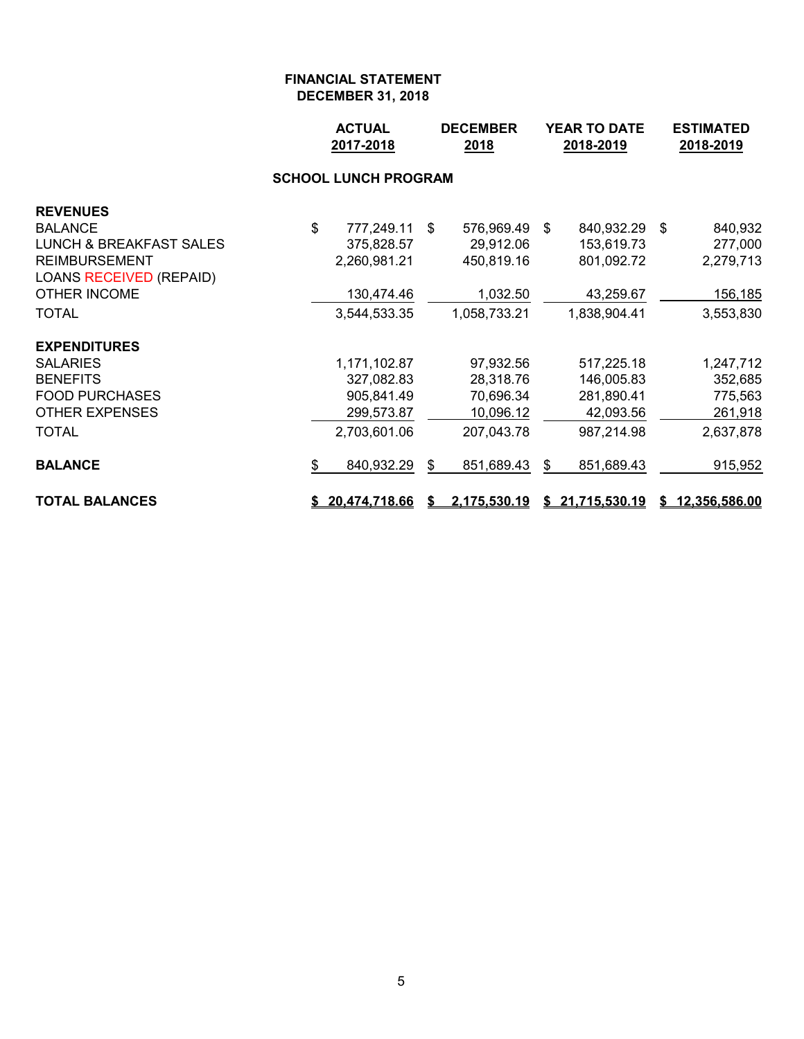**FINANCIAL STATEMENT**
**DECEMBER 31, 2018**

| | ACTUAL 2017-2018 | DECEMBER 2018 | YEAR TO DATE 2018-2019 | ESTIMATED 2018-2019 |
|---|---|---|---|---|
| **SCHOOL LUNCH PROGRAM** | | | | |
| **REVENUES** | | | | |
| BALANCE | $ 777,249.11 | $ 576,969.49 | $ 840,932.29 | $ 840,932 |
| LUNCH & BREAKFAST SALES | 375,828.57 | 29,912.06 | 153,619.73 | 277,000 |
| REIMBURSEMENT | 2,260,981.21 | 450,819.16 | 801,092.72 | 2,279,713 |
| LOANS RECEIVED (REPAID) | | | | |
| OTHER INCOME | 130,474.46 | 1,032.50 | 43,259.67 | 156,185 |
| TOTAL | 3,544,533.35 | 1,058,733.21 | 1,838,904.41 | 3,553,830 |
| **EXPENDITURES** | | | | |
| SALARIES | 1,171,102.87 | 97,932.56 | 517,225.18 | 1,247,712 |
| BENEFITS | 327,082.83 | 28,318.76 | 146,005.83 | 352,685 |
| FOOD PURCHASES | 905,841.49 | 70,696.34 | 281,890.41 | 775,563 |
| OTHER EXPENSES | 299,573.87 | 10,096.12 | 42,093.56 | 261,918 |
| TOTAL | 2,703,601.06 | 207,043.78 | 987,214.98 | 2,637,878 |
| **BALANCE** | $ 840,932.29 | $ 851,689.43 | $ 851,689.43 | 915,952 |
| **TOTAL BALANCES** | **$ 20,474,718.66** | **$ 2,175,530.19** | **$ 21,715,530.19** | **$ 12,356,586.00** |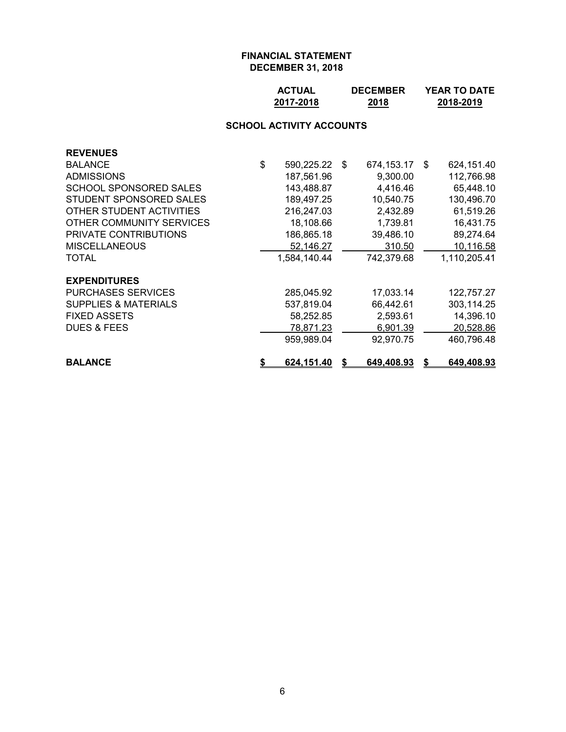# FINANCIAL STATEMENT
## DECEMBER 31, 2018

### SCHOOL ACTIVITY ACCOUNTS

| | ACTUAL 2017-2018 | DECEMBER 2018 | YEAR TO DATE 2018-2019 |
|---|---|---|---|
| **REVENUES** | | | |
| BALANCE | $ 590,225.22 | $ 674,153.17 | $ 624,151.40 |
| ADMISSIONS | 187,561.96 | 9,300.00 | 112,766.98 |
| SCHOOL SPONSORED SALES | 143,488.87 | 4,416.46 | 65,448.10 |
| STUDENT SPONSORED SALES | 189,497.25 | 10,540.75 | 130,496.70 |
| OTHER STUDENT ACTIVITIES | 216,247.03 | 2,432.89 | 61,519.26 |
| OTHER COMMUNITY SERVICES | 18,108.66 | 1,739.81 | 16,431.75 |
| PRIVATE CONTRIBUTIONS | 186,865.18 | 39,486.10 | 89,274.64 |
| MISCELLANEOUS | 52,146.27 | 310.50 | 10,116.58 |
| TOTAL | 1,584,140.44 | 742,379.68 | 1,110,205.41 |
| **EXPENDITURES** | | | |
| PURCHASES SERVICES | 285,045.92 | 17,033.14 | 122,757.27 |
| SUPPLIES & MATERIALS | 537,819.04 | 66,442.61 | 303,114.25 |
| FIXED ASSETS | 58,252.85 | 2,593.61 | 14,396.10 |
| DUES & FEES | 78,871.23 | 6,901.39 | 20,528.86 |
| | 959,989.04 | 92,970.75 | 460,796.48 |
| **BALANCE** | **$ 624,151.40** | **$ 649,408.93** | **$ 649,408.93** |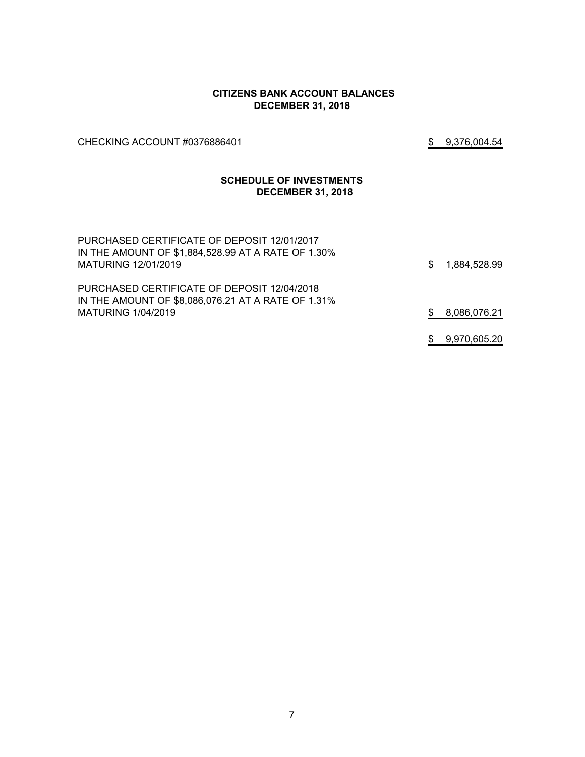## CITIZENS BANK ACCOUNT BALANCES
## DECEMBER 31, 2018

| | |
|---|---|
| CHECKING ACCOUNT #0376886401 | $ 9,376,004.54 |

## SCHEDULE OF INVESTMENTS
## DECEMBER 31, 2018

| | |
|---|---|
| PURCHASED CERTIFICATE OF DEPOSIT 12/01/2017 IN THE AMOUNT OF $1,884,528.99 AT A RATE OF 1.30% MATURING 12/01/2019 | $ 1,884,528.99 |
| PURCHASED CERTIFICATE OF DEPOSIT 12/04/2018 IN THE AMOUNT OF $8,086,076.21 AT A RATE OF 1.31% MATURING 1/04/2019 | $ 8,086,076.21 |
| | $ 9,970,605.20 |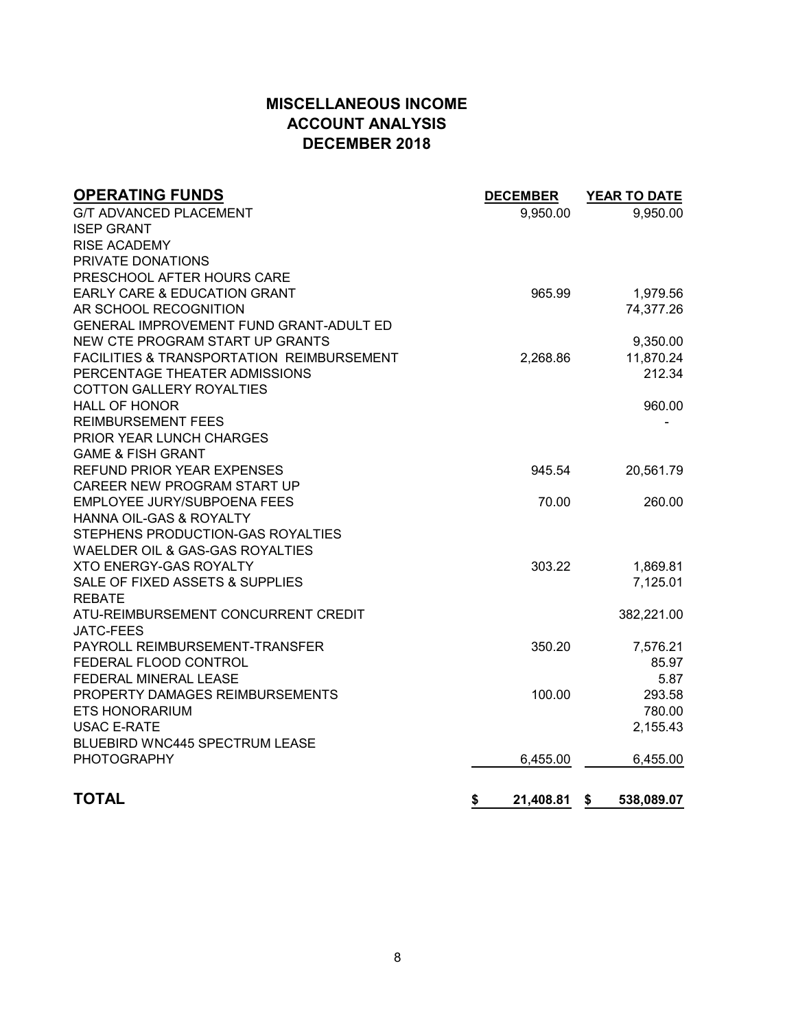# MISCELLANEOUS INCOME
## ACCOUNT ANALYSIS
## DECEMBER 2018

| OPERATING FUNDS | DECEMBER | YEAR TO DATE |
|---|---|---|
| G/T ADVANCED PLACEMENT | 9,950.00 | 9,950.00 |
| ISEP GRANT | | |
| RISE ACADEMY | | |
| PRIVATE DONATIONS | | |
| PRESCHOOL AFTER HOURS CARE | | |
| EARLY CARE & EDUCATION GRANT | 965.99 | 1,979.56 |
| AR SCHOOL RECOGNITION | | 74,377.26 |
| GENERAL IMPROVEMENT FUND GRANT-ADULT ED | | |
| NEW CTE PROGRAM START UP GRANTS | | 9,350.00 |
| FACILITIES & TRANSPORTATION REIMBURSEMENT | 2,268.86 | 11,870.24 |
| PERCENTAGE THEATER ADMISSIONS | | 212.34 |
| COTTON GALLERY ROYALTIES | | |
| HALL OF HONOR | | 960.00 |
| REIMBURSEMENT FEES | | - |
| PRIOR YEAR LUNCH CHARGES | | |
| GAME & FISH GRANT | | |
| REFUND PRIOR YEAR EXPENSES | 945.54 | 20,561.79 |
| CAREER NEW PROGRAM START UP | | |
| EMPLOYEE JURY/SUBPOENA FEES | 70.00 | 260.00 |
| HANNA OIL-GAS & ROYALTY | | |
| STEPHENS PRODUCTION-GAS ROYALTIES | | |
| WAELDER OIL & GAS-GAS ROYALTIES | | |
| XTO ENERGY-GAS ROYALTY | 303.22 | 1,869.81 |
| SALE OF FIXED ASSETS & SUPPLIES | | 7,125.01 |
| REBATE | | |
| ATU-REIMBURSEMENT CONCURRENT CREDIT | | 382,221.00 |
| JATC-FEES | | |
| PAYROLL REIMBURSEMENT-TRANSFER | 350.20 | 7,576.21 |
| FEDERAL FLOOD CONTROL | | 85.97 |
| FEDERAL MINERAL LEASE | | 5.87 |
| PROPERTY DAMAGES REIMBURSEMENTS | 100.00 | 293.58 |
| ETS HONORARIUM | | 780.00 |
| USAC E-RATE | | 2,155.43 |
| BLUEBIRD WNC445 SPECTRUM LEASE | | |
| PHOTOGRAPHY | 6,455.00 | 6,455.00 |
| **TOTAL** | **$ 21,408.81** | **$ 538,089.07** |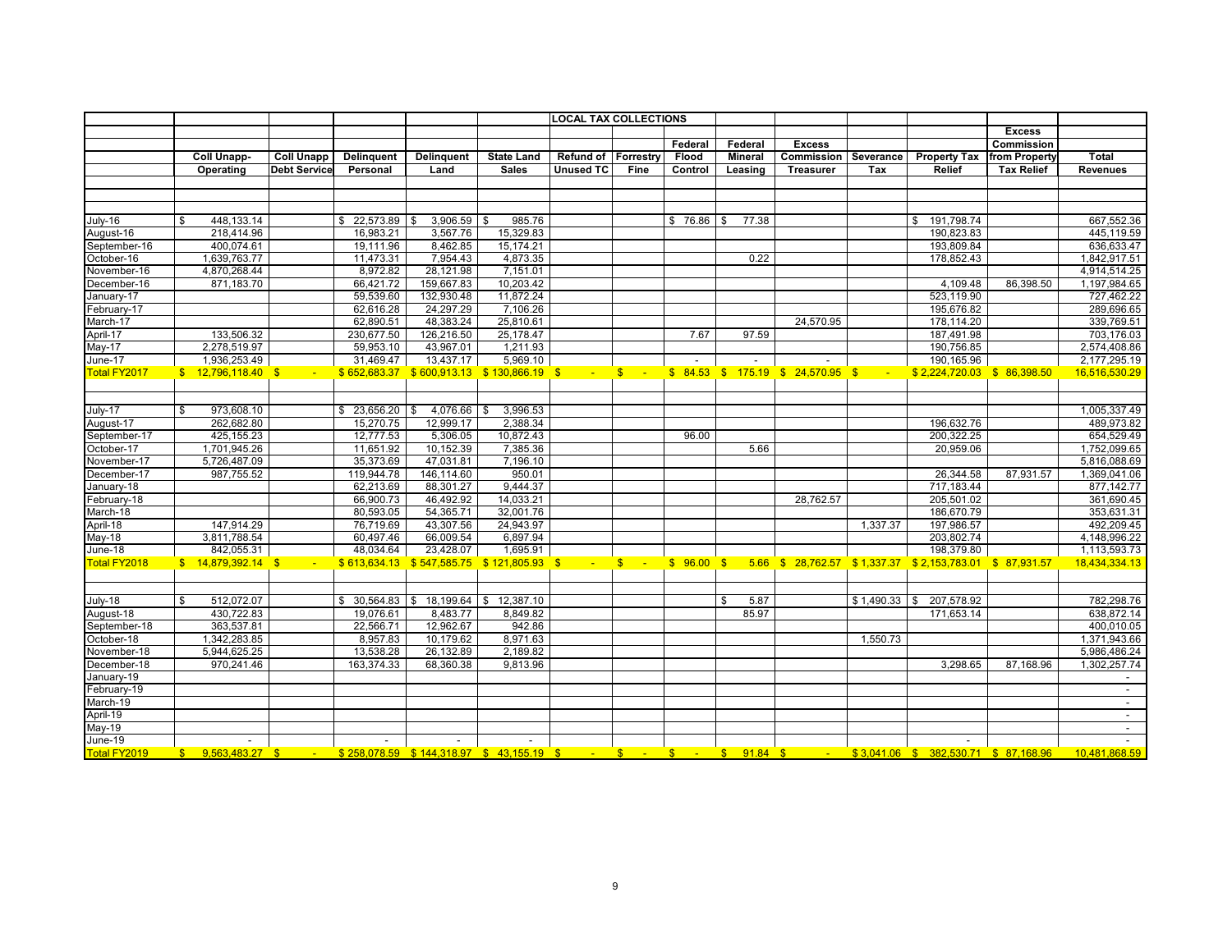| | | | | | | LOCAL TAX COLLECTIONS | | | | | | | | |
|---|---|---|---|---|---|---|---|---|---|---|---|---|---|---|
| | | | | | | | | | | | | | Excess | |
| | | | | | | | | Federal | Federal | Excess | | | Commission | |
| | Coll Unapp-Operating | Coll Unapp Debt Service | Delinquent Personal | Delinquent Land | State Land Sales | Refund of Unused TC | Forrestry Fine | Flood Control | Mineral Leasing | Commission Treasurer | Severance Tax | Property Tax Relief | from Property Tax Relief | Total Revenues |
| July-16 | $ 448,133.14 | | $ 22,573.89 | $ 3,906.59 | $ 985.76 | | | $ 76.86 | $ 77.38 | | | $ 191,798.74 | | 667,552.36 |
| August-16 | 218,414.96 | | 16,983.21 | 3,567.76 | 15,329.83 | | | | | | | 190,823.83 | | 445,119.59 |
| September-16 | 400,074.61 | | 19,111.96 | 8,462.85 | 15,174.21 | | | | | | | 193,809.84 | | 636,633.47 |
| October-16 | 1,639,763.77 | | 11,473.31 | 7,954.43 | 4,873.35 | | | | 0.22 | | | 178,852.43 | | 1,842,917.51 |
| November-16 | 4,870,268.44 | | 8,972.82 | 28,121.98 | 7,151.01 | | | | | | | | | 4,914,514.25 |
| December-16 | 871,183.70 | | 66,421.72 | 159,667.83 | 10,203.42 | | | | | | | 4,109.48 | 86,398.50 | 1,197,984.65 |
| January-17 | | | 59,539.60 | 132,930.48 | 11,872.24 | | | | | | | 523,119.90 | | 727,462.22 |
| February-17 | | | 62,616.28 | 24,297.29 | 7,106.26 | | | | | | | 195,676.82 | | 289,696.65 |
| March-17 | | | 62,890.51 | 48,383.24 | 25,810.61 | | | | | 24,570.95 | | 178,114.20 | | 339,769.51 |
| April-17 | 133,506.32 | | 230,677.50 | 126,216.50 | 25,178.47 | | | 7.67 | 97.59 | | | 187,491.98 | | 703,176.03 |
| May-17 | 2,278,519.97 | | 59,953.10 | 43,967.01 | 1,211.93 | | | | | | | 190,756.85 | | 2,574,408.86 |
| June-17 | 1,936,253.49 | | 31,469.47 | 13,437.17 | 5,969.10 | | | - | - | - | | 190,165.96 | | 2,177,295.19 |
| Total FY2017 | $ 12,796,118.40 | $ - | $ 652,683.37 | $ 600,913.13 | $ 130,866.19 | $ - | $ - | $ 84.53 | $ 175.19 | $ 24,570.95 | $ - | $ 2,224,720.03 | $ 86,398.50 | 16,516,530.29 |
| July-17 | $ 973,608.10 | | $ 23,656.20 | $ 4,076.66 | $ 3,996.53 | | | | | | | | | 1,005,337.49 |
| August-17 | 262,682.80 | | 15,270.75 | 12,999.17 | 2,388.34 | | | | | | | 196,632.76 | | 489,973.82 |
| September-17 | 425,155.23 | | 12,777.53 | 5,306.05 | 10,872.43 | | | 96.00 | | | | 200,322.25 | | 654,529.49 |
| October-17 | 1,701,945.26 | | 11,651.92 | 10,152.39 | 7,385.36 | | | | 5.66 | | | 20,959.06 | | 1,752,099.65 |
| November-17 | 5,726,487.09 | | 35,373.69 | 47,031.81 | 7,196.10 | | | | | | | | | 5,816,088.69 |
| December-17 | 987,755.52 | | 119,944.78 | 146,114.60 | 950.01 | | | | | | | 26,344.58 | 87,931.57 | 1,369,041.06 |
| January-18 | | | 62,213.69 | 88,301.27 | 9,444.37 | | | | | | | 717,183.44 | | 877,142.77 |
| February-18 | | | 66,900.73 | 46,492.92 | 14,033.21 | | | | | 28,762.57 | | 205,501.02 | | 361,690.45 |
| March-18 | | | 80,593.05 | 54,365.71 | 32,001.76 | | | | | | | 186,670.79 | | 353,631.31 |
| April-18 | 147,914.29 | | 76,719.69 | 43,307.56 | 24,943.97 | | | | | | 1,337.37 | 197,986.57 | | 492,209.45 |
| May-18 | 3,811,788.54 | | 60,497.46 | 66,009.54 | 6,897.94 | | | | | | | 203,802.74 | | 4,148,996.22 |
| June-18 | 842,055.31 | | 48,034.64 | 23,428.07 | 1,695.91 | | | | | | | 198,379.80 | | 1,113,593.73 |
| Total FY2018 | $ 14,879,392.14 | $ - | $ 613,634.13 | $ 547,585.75 | $ 121,805.93 | $ - | $ - | $ 96.00 | $ 5.66 | $ 28,762.57 | $ 1,337.37 | $ 2,153,783.01 | $ 87,931.57 | 18,434,334.13 |
| July-18 | $ 512,072.07 | | $ 30,564.83 | $ 18,199.64 | $ 12,387.10 | | | | $ 5.87 | | $ 1,490.33 | $ 207,578.92 | | 782,298.76 |
| August-18 | 430,722.83 | | 19,076.61 | 8,483.77 | 8,849.82 | | | | 85.97 | | | 171,653.14 | | 638,872.14 |
| September-18 | 363,537.81 | | 22,566.71 | 12,962.67 | 942.86 | | | | | | | | | 400,010.05 |
| October-18 | 1,342,283.85 | | 8,957.83 | 10,179.62 | 8,971.63 | | | | | | 1,550.73 | | | 1,371,943.66 |
| November-18 | 5,944,625.25 | | 13,538.28 | 26,132.89 | 2,189.82 | | | | | | | | | 5,986,486.24 |
| December-18 | 970,241.46 | | 163,374.33 | 68,360.38 | 9,813.96 | | | | | | | 3,298.65 | 87,168.96 | 1,302,257.74 |
| January-19 | | | | | | | | | | | | | | - |
| February-19 | | | | | | | | | | | | | | - |
| March-19 | | | | | | | | | | | | | | - |
| April-19 | | | | | | | | | | | | | | - |
| May-19 | | | | | | | | | | | | | | - |
| June-19 | - | | - | - | - | | | | | | | - | | - |
| Total FY2019 | $ 9,563,483.27 | $ - | $ 258,078.59 | $ 144,318.97 | $ 43,155.19 | $ - | $ - | $ - | $ 91.84 | $ - | $ 3,041.06 | $ 382,530.71 | $ 87,168.96 | 10,481,868.59 |